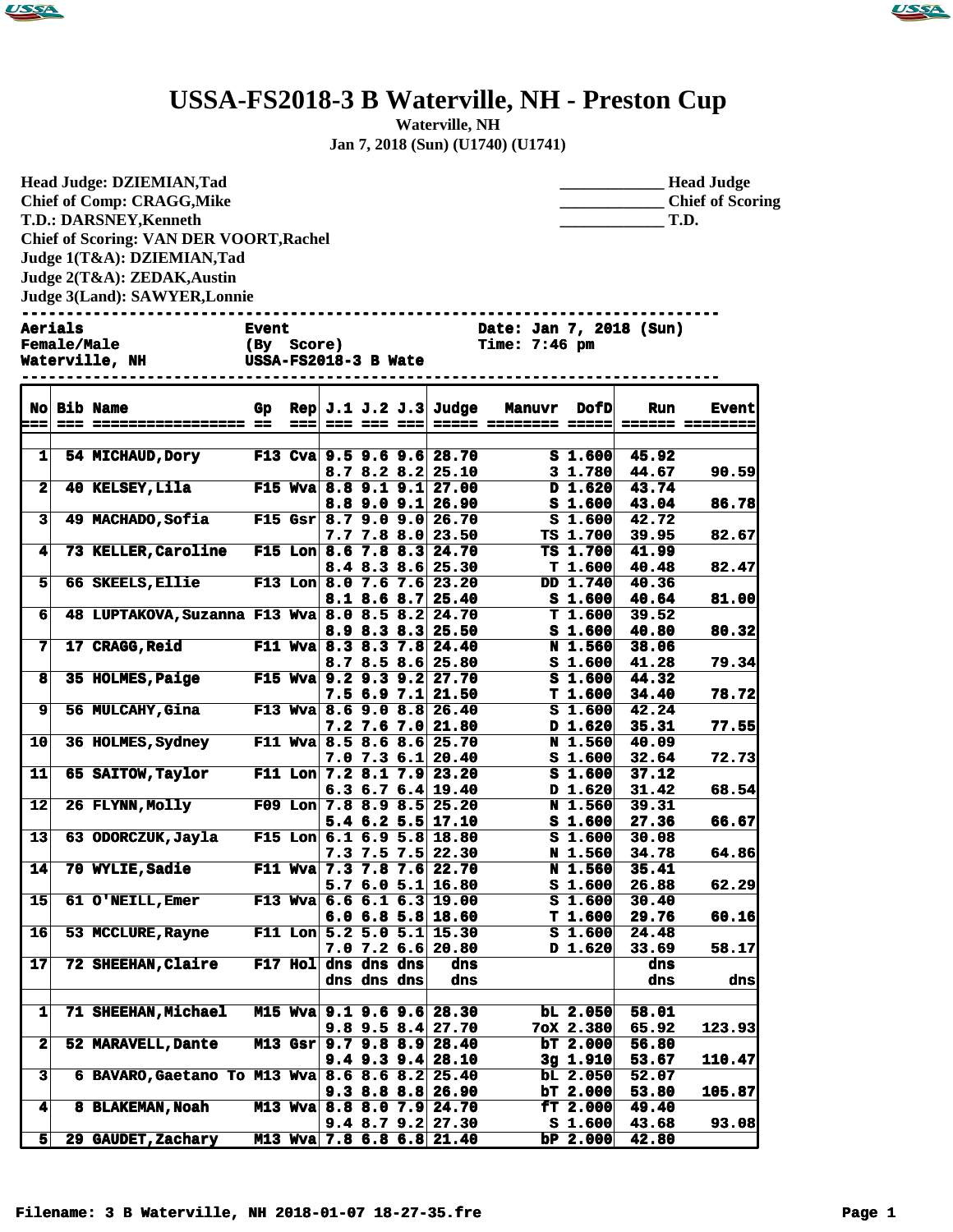# USSA-FS2018-3 B Waterville, NH - Preston Cup

**Waterville, NH**

**Jan 7, 2018 (Sun) (U1740) (U1741)**

**Head Judge: DZIEMIAN,Tad**
**Chief of Comp: CRAGG,Mike**
**T.D.: DARSNEY,Kenneth**
**Chief of Scoring: VAN DER VOORT,Rachel**
**Judge 1(T&A): DZIEMIAN,Tad**
**Judge 2(T&A): ZEDAK,Austin**
**Judge 3(Land): SAWYER,Lonnie**

_____________ Head Judge
_____________ Chief of Scoring
_____________ T.D.

```
Aerials                    Event                     Date: Jan 7, 2018 (Sun)
Female/Male                (By  Score)               Time: 7:46 pm
Waterville, NH             USSA-FS2018-3 B Wate
```

| No | Bib | Name | Gp | Rep | J.1 | J.2 | J.3 | Judge | Manuvr | DofD | Run | Event |
|---|---|---|---|---|---|---|---|---|---|---|---|---|
| 1 | 54 | MICHAUD,Dory | F13 | Cva | 9.5 | 9.6 | 9.6 | 28.70 | S | 1.600 | 45.92 | |
| | | | | | 8.7 | 8.2 | 8.2 | 25.10 | 3 | 1.780 | 44.67 | 90.59 |
| 2 | 40 | KELSEY,Lila | F15 | Wva | 8.8 | 9.1 | 9.1 | 27.00 | D | 1.620 | 43.74 | |
| | | | | | 8.8 | 9.0 | 9.1 | 26.90 | S | 1.600 | 43.04 | 86.78 |
| 3 | 49 | MACHADO,Sofia | F15 | Gsr | 8.7 | 9.0 | 9.0 | 26.70 | S | 1.600 | 42.72 | |
| | | | | | 7.7 | 7.8 | 8.0 | 23.50 | TS | 1.700 | 39.95 | 82.67 |
| 4 | 73 | KELLER,Caroline | F15 | Lon | 8.6 | 7.8 | 8.3 | 24.70 | TS | 1.700 | 41.99 | |
| | | | | | 8.4 | 8.3 | 8.6 | 25.30 | T | 1.600 | 40.48 | 82.47 |
| 5 | 66 | SKEELS,Ellie | F13 | Lon | 8.0 | 7.6 | 7.6 | 23.20 | DD | 1.740 | 40.36 | |
| | | | | | 8.1 | 8.6 | 8.7 | 25.40 | S | 1.600 | 40.64 | 81.00 |
| 6 | 48 | LUPTAKOVA,Suzanna | F13 | Wva | 8.0 | 8.5 | 8.2 | 24.70 | T | 1.600 | 39.52 | |
| | | | | | 8.9 | 8.3 | 8.3 | 25.50 | S | 1.600 | 40.80 | 80.32 |
| 7 | 17 | CRAGG,Reid | F11 | Wva | 8.3 | 8.3 | 7.8 | 24.40 | N | 1.560 | 38.06 | |
| | | | | | 8.7 | 8.5 | 8.6 | 25.80 | S | 1.600 | 41.28 | 79.34 |
| 8 | 35 | HOLMES,Paige | F15 | Wva | 9.2 | 9.3 | 9.2 | 27.70 | S | 1.600 | 44.32 | |
| | | | | | 7.5 | 6.9 | 7.1 | 21.50 | T | 1.600 | 34.40 | 78.72 |
| 9 | 56 | MULCAHY,Gina | F13 | Wva | 8.6 | 9.0 | 8.8 | 26.40 | S | 1.600 | 42.24 | |
| | | | | | 7.2 | 7.6 | 7.0 | 21.80 | D | 1.620 | 35.31 | 77.55 |
| 10 | 36 | HOLMES,Sydney | F11 | Wva | 8.5 | 8.6 | 8.6 | 25.70 | N | 1.560 | 40.09 | |
| | | | | | 7.0 | 7.3 | 6.1 | 20.40 | S | 1.600 | 32.64 | 72.73 |
| 11 | 65 | SAITOW,Taylor | F11 | Lon | 7.2 | 8.1 | 7.9 | 23.20 | S | 1.600 | 37.12 | |
| | | | | | 6.3 | 6.7 | 6.4 | 19.40 | D | 1.620 | 31.42 | 68.54 |
| 12 | 26 | FLYNN,Molly | F09 | Lon | 7.8 | 8.9 | 8.5 | 25.20 | N | 1.560 | 39.31 | |
| | | | | | 5.4 | 6.2 | 5.5 | 17.10 | S | 1.600 | 27.36 | 66.67 |
| 13 | 63 | ODORCZUK,Jayla | F15 | Lon | 6.1 | 6.9 | 5.8 | 18.80 | S | 1.600 | 30.08 | |
| | | | | | 7.3 | 7.5 | 7.5 | 22.30 | N | 1.560 | 34.78 | 64.86 |
| 14 | 70 | WYLIE,Sadie | F11 | Wva | 7.3 | 7.8 | 7.6 | 22.70 | N | 1.560 | 35.41 | |
| | | | | | 5.7 | 6.0 | 5.1 | 16.80 | S | 1.600 | 26.88 | 62.29 |
| 15 | 61 | O'NEILL,Emer | F13 | Wva | 6.6 | 6.1 | 6.3 | 19.00 | S | 1.600 | 30.40 | |
| | | | | | 6.0 | 6.8 | 5.8 | 18.60 | T | 1.600 | 29.76 | 60.16 |
| 16 | 53 | MCCLURE,Rayne | F11 | Lon | 5.2 | 5.0 | 5.1 | 15.30 | S | 1.600 | 24.48 | |
| | | | | | 7.0 | 7.2 | 6.6 | 20.80 | D | 1.620 | 33.69 | 58.17 |
| 17 | 72 | SHEEHAN,Claire | F17 | Hol | dns | dns | dns | dns | | | dns | |
| | | | | | dns | dns | dns | dns | | | dns | dns |
| | | | | | | | | | | | | |
| 1 | 71 | SHEEHAN,Michael | M15 | Wva | 9.1 | 9.6 | 9.6 | 28.30 | bL | 2.050 | 58.01 | |
| | | | | | 9.8 | 9.5 | 8.4 | 27.70 | 7oX | 2.380 | 65.92 | 123.93 |
| 2 | 52 | MARAVELL,Dante | M13 | Gsr | 9.7 | 9.8 | 8.9 | 28.40 | bT | 2.000 | 56.80 | |
| | | | | | 9.4 | 9.3 | 9.4 | 28.10 | 3g | 1.910 | 53.67 | 110.47 |
| 3 | 6 | BAVARO,Gaetano To | M13 | Wva | 8.6 | 8.6 | 8.2 | 25.40 | bL | 2.050 | 52.07 | |
| | | | | | 9.3 | 8.8 | 8.8 | 26.90 | bT | 2.000 | 53.80 | 105.87 |
| 4 | 8 | BLAKEMAN,Noah | M13 | Wva | 8.8 | 8.0 | 7.9 | 24.70 | fT | 2.000 | 49.40 | |
| | | | | | 9.4 | 8.7 | 9.2 | 27.30 | S | 1.600 | 43.68 | 93.08 |
| 5 | 29 | GAUDET,Zachary | M13 | Wva | 7.8 | 6.8 | 6.8 | 21.40 | bP | 2.000 | 42.80 | |

Filename: 3 B Waterville, NH 2018-01-07 18-27-35.fre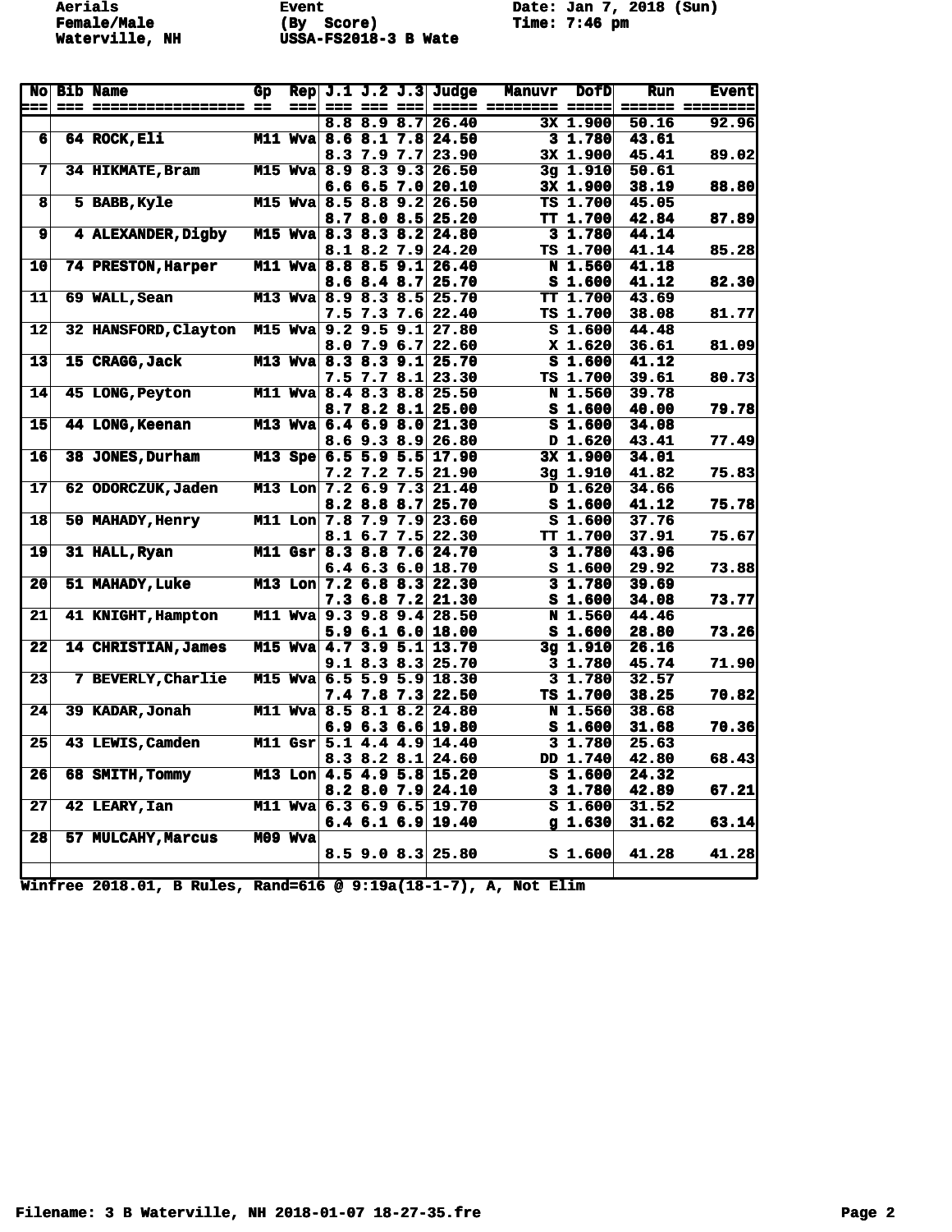Aerials
Female/Male
Waterville, NH

Event
(By Score)
USSA-FS2018-3 B Wate

Date: Jan 7, 2018 (Sun)
Time: 7:46 pm

| No | Bib | Name | Gp | Rep | J.1 | J.2 | J.3 | Judge | Manuvr | DofD | Run | Event |
|---|---|---|---|---|---|---|---|---|---|---|---|---|
| | | | | | 8.8 | 8.9 | 8.7 | 26.40 | 3X | 1.900 | 50.16 | 92.96 |
| 6 | 64 | ROCK,Eli | M11 | Wva | 8.6 | 8.1 | 7.8 | 24.50 | 3 | 1.780 | 43.61 | |
| | | | | | 8.3 | 7.9 | 7.7 | 23.90 | 3X | 1.900 | 45.41 | 89.02 |
| 7 | 34 | HIKMATE,Bram | M15 | Wva | 8.9 | 8.3 | 9.3 | 26.50 | 3g | 1.910 | 50.61 | |
| | | | | | 6.6 | 6.5 | 7.0 | 20.10 | 3X | 1.900 | 38.19 | 88.80 |
| 8 | 5 | BABB,Kyle | M15 | Wva | 8.5 | 8.8 | 9.2 | 26.50 | TS | 1.700 | 45.05 | |
| | | | | | 8.7 | 8.0 | 8.5 | 25.20 | TT | 1.700 | 42.84 | 87.89 |
| 9 | 4 | ALEXANDER,Digby | M15 | Wva | 8.3 | 8.3 | 8.2 | 24.80 | 3 | 1.780 | 44.14 | |
| | | | | | 8.1 | 8.2 | 7.9 | 24.20 | TS | 1.700 | 41.14 | 85.28 |
| 10 | 74 | PRESTON,Harper | M11 | Wva | 8.8 | 8.5 | 9.1 | 26.40 | N | 1.560 | 41.18 | |
| | | | | | 8.6 | 8.4 | 8.7 | 25.70 | S | 1.600 | 41.12 | 82.30 |
| 11 | 69 | WALL,Sean | M13 | Wva | 8.9 | 8.3 | 8.5 | 25.70 | TT | 1.700 | 43.69 | |
| | | | | | 7.5 | 7.3 | 7.6 | 22.40 | TS | 1.700 | 38.08 | 81.77 |
| 12 | 32 | HANSFORD,Clayton | M15 | Wva | 9.2 | 9.5 | 9.1 | 27.80 | S | 1.600 | 44.48 | |
| | | | | | 8.0 | 7.9 | 6.7 | 22.60 | X | 1.620 | 36.61 | 81.09 |
| 13 | 15 | CRAGG,Jack | M13 | Wva | 8.3 | 8.3 | 9.1 | 25.70 | S | 1.600 | 41.12 | |
| | | | | | 7.5 | 7.7 | 8.1 | 23.30 | TS | 1.700 | 39.61 | 80.73 |
| 14 | 45 | LONG,Peyton | M11 | Wva | 8.4 | 8.3 | 8.8 | 25.50 | N | 1.560 | 39.78 | |
| | | | | | 8.7 | 8.2 | 8.1 | 25.00 | S | 1.600 | 40.00 | 79.78 |
| 15 | 44 | LONG,Keenan | M13 | Wva | 6.4 | 6.9 | 8.0 | 21.30 | S | 1.600 | 34.08 | |
| | | | | | 8.6 | 9.3 | 8.9 | 26.80 | D | 1.620 | 43.41 | 77.49 |
| 16 | 38 | JONES,Durham | M13 | Spe | 6.5 | 5.9 | 5.5 | 17.90 | 3X | 1.900 | 34.01 | |
| | | | | | 7.2 | 7.2 | 7.5 | 21.90 | 3g | 1.910 | 41.82 | 75.83 |
| 17 | 62 | ODORCZUK,Jaden | M13 | Lon | 7.2 | 6.9 | 7.3 | 21.40 | D | 1.620 | 34.66 | |
| | | | | | 8.2 | 8.8 | 8.7 | 25.70 | S | 1.600 | 41.12 | 75.78 |
| 18 | 50 | MAHADY,Henry | M11 | Lon | 7.8 | 7.9 | 7.9 | 23.60 | S | 1.600 | 37.76 | |
| | | | | | 8.1 | 6.7 | 7.5 | 22.30 | TT | 1.700 | 37.91 | 75.67 |
| 19 | 31 | HALL,Ryan | M11 | Gsr | 8.3 | 8.8 | 7.6 | 24.70 | 3 | 1.780 | 43.96 | |
| | | | | | 6.4 | 6.3 | 6.0 | 18.70 | S | 1.600 | 29.92 | 73.88 |
| 20 | 51 | MAHADY,Luke | M13 | Lon | 7.2 | 6.8 | 8.3 | 22.30 | 3 | 1.780 | 39.69 | |
| | | | | | 7.3 | 6.8 | 7.2 | 21.30 | S | 1.600 | 34.08 | 73.77 |
| 21 | 41 | KNIGHT,Hampton | M11 | Wva | 9.3 | 9.8 | 9.4 | 28.50 | N | 1.560 | 44.46 | |
| | | | | | 5.9 | 6.1 | 6.0 | 18.00 | S | 1.600 | 28.80 | 73.26 |
| 22 | 14 | CHRISTIAN,James | M15 | Wva | 4.7 | 3.9 | 5.1 | 13.70 | 3g | 1.910 | 26.16 | |
| | | | | | 9.1 | 8.3 | 8.3 | 25.70 | 3 | 1.780 | 45.74 | 71.90 |
| 23 | 7 | BEVERLY,Charlie | M15 | Wva | 6.5 | 5.9 | 5.9 | 18.30 | 3 | 1.780 | 32.57 | |
| | | | | | 7.4 | 7.8 | 7.3 | 22.50 | TS | 1.700 | 38.25 | 70.82 |
| 24 | 39 | KADAR,Jonah | M11 | Wva | 8.5 | 8.1 | 8.2 | 24.80 | N | 1.560 | 38.68 | |
| | | | | | 6.9 | 6.3 | 6.6 | 19.80 | S | 1.600 | 31.68 | 70.36 |
| 25 | 43 | LEWIS,Camden | M11 | Gsr | 5.1 | 4.4 | 4.9 | 14.40 | 3 | 1.780 | 25.63 | |
| | | | | | 8.3 | 8.2 | 8.1 | 24.60 | DD | 1.740 | 42.80 | 68.43 |
| 26 | 68 | SMITH,Tommy | M13 | Lon | 4.5 | 4.9 | 5.8 | 15.20 | S | 1.600 | 24.32 | |
| | | | | | 8.2 | 8.0 | 7.9 | 24.10 | 3 | 1.780 | 42.89 | 67.21 |
| 27 | 42 | LEARY,Ian | M11 | Wva | 6.3 | 6.9 | 6.5 | 19.70 | S | 1.600 | 31.52 | |
| | | | | | 6.4 | 6.1 | 6.9 | 19.40 | g | 1.630 | 31.62 | 63.14 |
| 28 | 57 | MULCAHY,Marcus | M09 | Wva | | | | | | | | |
| | | | | | 8.5 | 9.0 | 8.3 | 25.80 | S | 1.600 | 41.28 | 41.28 |

Winfree 2018.01, B Rules, Rand=616 @ 9:19a(18-1-7), A, Not Elim

Filename: 3 B Waterville, NH 2018-01-07 18-27-35.fre